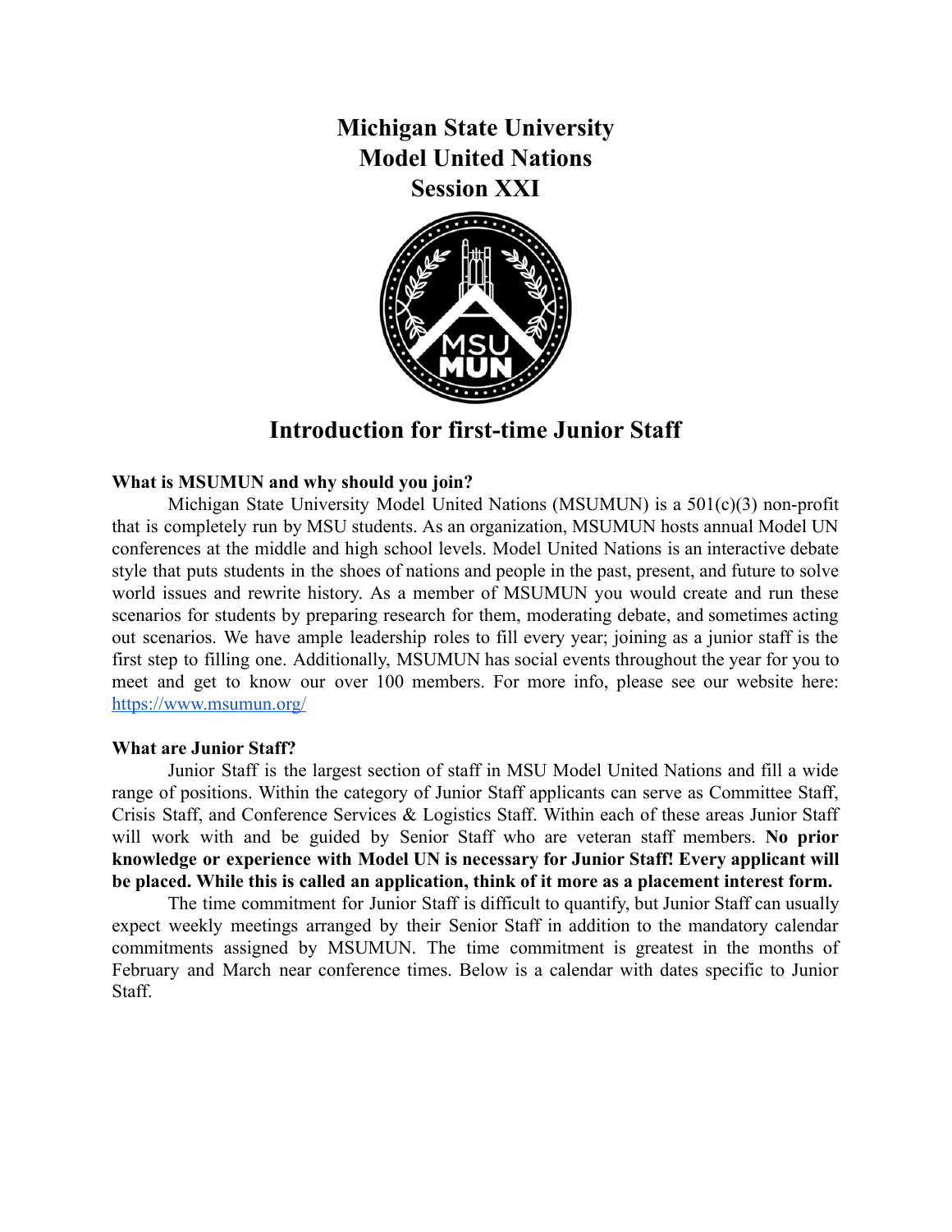# Michigan State University
# Model United Nations
# Session XXI

## Introduction for first-time Junior Staff

**What is MSUMUN and why should you join?**

Michigan State University Model United Nations (MSUMUN) is a 501(c)(3) non-profit that is completely run by MSU students. As an organization, MSUMUN hosts annual Model UN conferences at the middle and high school levels. Model United Nations is an interactive debate style that puts students in the shoes of nations and people in the past, present, and future to solve world issues and rewrite history. As a member of MSUMUN you would create and run these scenarios for students by preparing research for them, moderating debate, and sometimes acting out scenarios. We have ample leadership roles to fill every year; joining as a junior staff is the first step to filling one. Additionally, MSUMUN has social events throughout the year for you to meet and get to know our over 100 members. For more info, please see our website here: [https://www.msumun.org/](https://www.msumun.org/)

**What are Junior Staff?**

Junior Staff is the largest section of staff in MSU Model United Nations and fill a wide range of positions. Within the category of Junior Staff applicants can serve as Committee Staff, Crisis Staff, and Conference Services & Logistics Staff. Within each of these areas Junior Staff will work with and be guided by Senior Staff who are veteran staff members. **No prior knowledge or experience with Model UN is necessary for Junior Staff! Every applicant will be placed. While this is called an application, think of it more as a placement interest form.**

The time commitment for Junior Staff is difficult to quantify, but Junior Staff can usually expect weekly meetings arranged by their Senior Staff in addition to the mandatory calendar commitments assigned by MSUMUN. The time commitment is greatest in the months of February and March near conference times. Below is a calendar with dates specific to Junior Staff.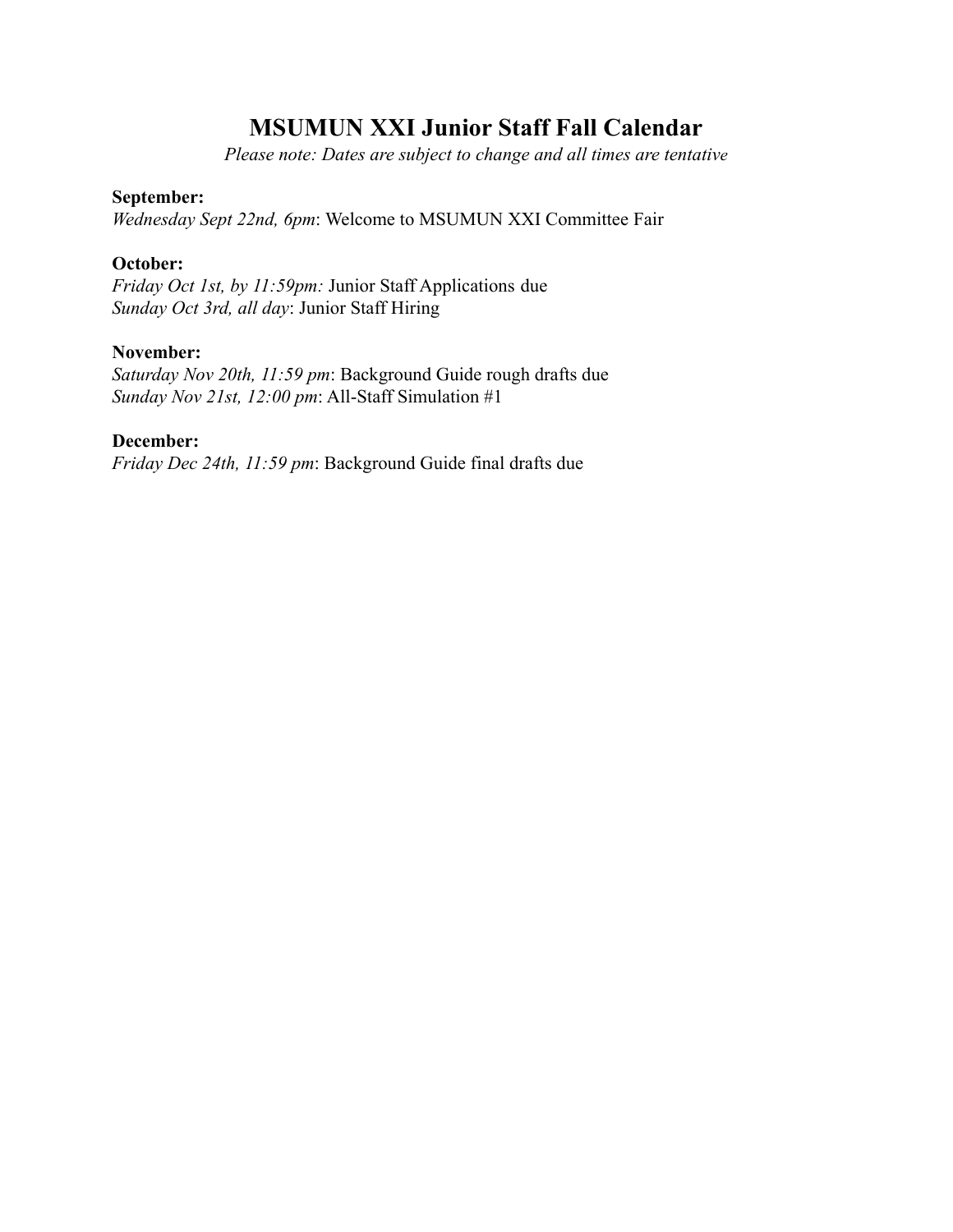# MSUMUN XXI Junior Staff Fall Calendar

*Please note: Dates are subject to change and all times are tentative*

**September:**
*Wednesday Sept 22nd, 6pm*: Welcome to MSUMUN XXI Committee Fair

**October:**
*Friday Oct 1st, by 11:59pm:* Junior Staff Applications due
*Sunday Oct 3rd, all day*: Junior Staff Hiring

**November:**
*Saturday Nov 20th, 11:59 pm*: Background Guide rough drafts due
*Sunday Nov 21st, 12:00 pm*: All-Staff Simulation #1

**December:**
*Friday Dec 24th, 11:59 pm*: Background Guide final drafts due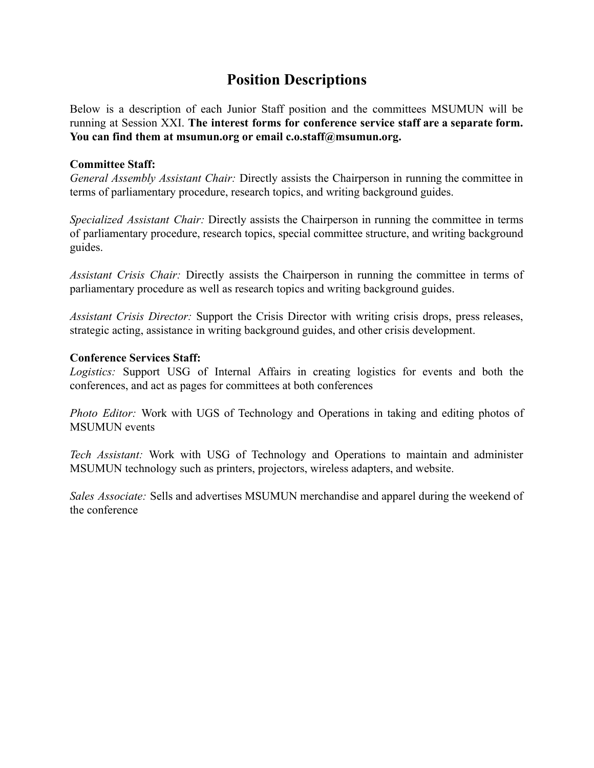# Position Descriptions

Below is a description of each Junior Staff position and the committees MSUMUN will be running at Session XXI. **The interest forms for conference service staff are a separate form. You can find them at msumun.org or email c.o.staff@msumun.org.**

**Committee Staff:**

*General Assembly Assistant Chair:* Directly assists the Chairperson in running the committee in terms of parliamentary procedure, research topics, and writing background guides.

*Specialized Assistant Chair:* Directly assists the Chairperson in running the committee in terms of parliamentary procedure, research topics, special committee structure, and writing background guides.

*Assistant Crisis Chair:* Directly assists the Chairperson in running the committee in terms of parliamentary procedure as well as research topics and writing background guides.

*Assistant Crisis Director:* Support the Crisis Director with writing crisis drops, press releases, strategic acting, assistance in writing background guides, and other crisis development.

**Conference Services Staff:**

*Logistics:* Support USG of Internal Affairs in creating logistics for events and both the conferences, and act as pages for committees at both conferences

*Photo Editor:* Work with UGS of Technology and Operations in taking and editing photos of MSUMUN events

*Tech Assistant:* Work with USG of Technology and Operations to maintain and administer MSUMUN technology such as printers, projectors, wireless adapters, and website.

*Sales Associate:* Sells and advertises MSUMUN merchandise and apparel during the weekend of the conference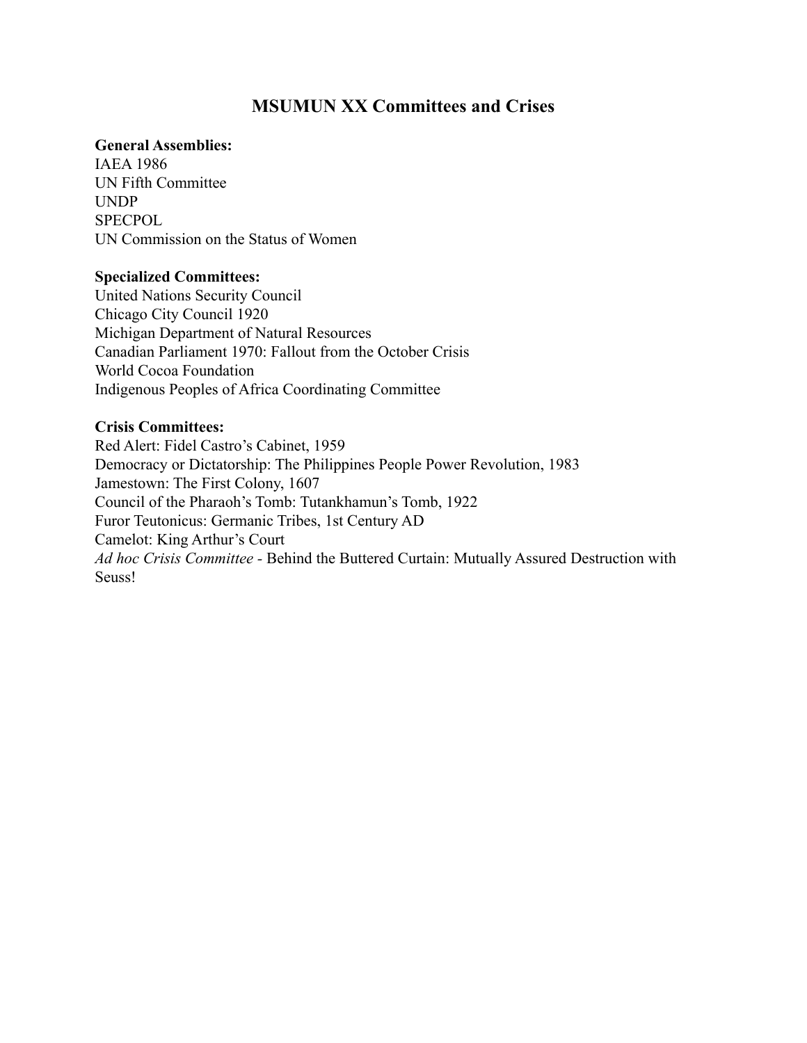# MSUMUN XX Committees and Crises

**General Assemblies:**
IAEA 1986
UN Fifth Committee
UNDP
SPECPOL
UN Commission on the Status of Women

**Specialized Committees:**
United Nations Security Council
Chicago City Council 1920
Michigan Department of Natural Resources
Canadian Parliament 1970: Fallout from the October Crisis
World Cocoa Foundation
Indigenous Peoples of Africa Coordinating Committee

**Crisis Committees:**
Red Alert: Fidel Castro's Cabinet, 1959
Democracy or Dictatorship: The Philippines People Power Revolution, 1983
Jamestown: The First Colony, 1607
Council of the Pharaoh's Tomb: Tutankhamun's Tomb, 1922
Furor Teutonicus: Germanic Tribes, 1st Century AD
Camelot: King Arthur's Court
*Ad hoc Crisis Committee* - Behind the Buttered Curtain: Mutually Assured Destruction with Seuss!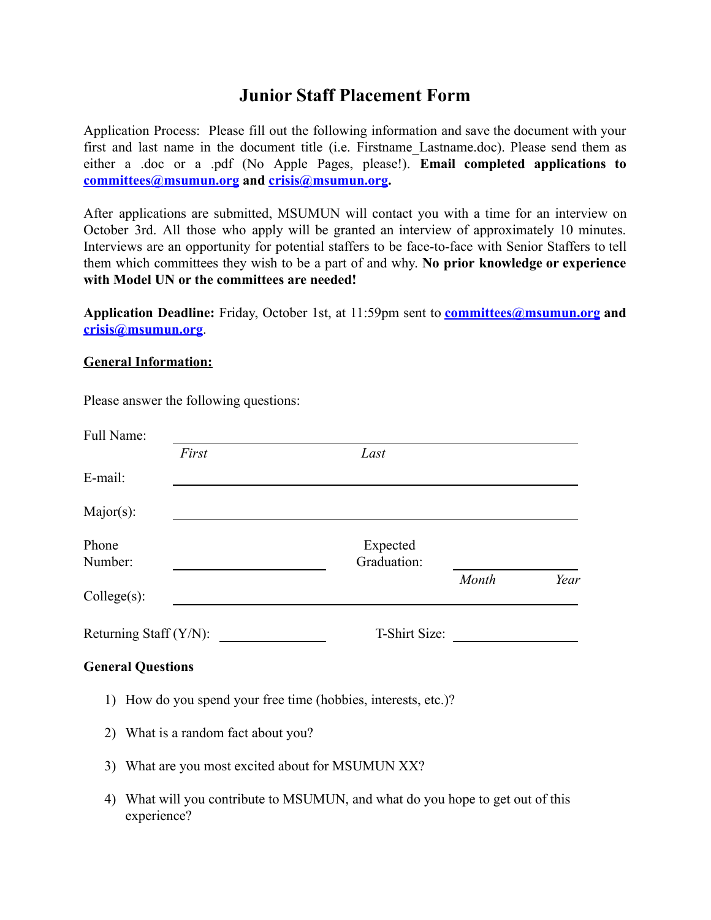# Junior Staff Placement Form

Application Process: Please fill out the following information and save the document with your first and last name in the document title (i.e. Firstname_Lastname.doc). Please send them as either a .doc or a .pdf (No Apple Pages, please!). **Email completed applications to [committees@msumun.org](mailto:committees@msumun.org) and [crisis@msumun.org](mailto:crisis@msumun.org).**

After applications are submitted, MSUMUN will contact you with a time for an interview on October 3rd. All those who apply will be granted an interview of approximately 10 minutes. Interviews are an opportunity for potential staffers to be face-to-face with Senior Staffers to tell them which committees they wish to be a part of and why. **No prior knowledge or experience with Model UN or the committees are needed!**

**Application Deadline:** Friday, October 1st, at 11:59pm sent to **[committees@msumun.org](mailto:committees@msumun.org) and [crisis@msumun.org](mailto:crisis@msumun.org)**.

**General Information:**

Please answer the following questions:

Full Name: ______________________________________________
*First* *Last*

E-mail: ______________________________________________

Major(s): ______________________________________________

Phone Number: ____________________ Expected Graduation: ____________________
*Month* *Year*

College(s): ______________________________________________

Returning Staff (Y/N): ____________________ T-Shirt Size: ____________________

### General Questions

1) How do you spend your free time (hobbies, interests, etc.)?
2) What is a random fact about you?
3) What are you most excited about for MSUMUN XX?
4) What will you contribute to MSUMUN, and what do you hope to get out of this experience?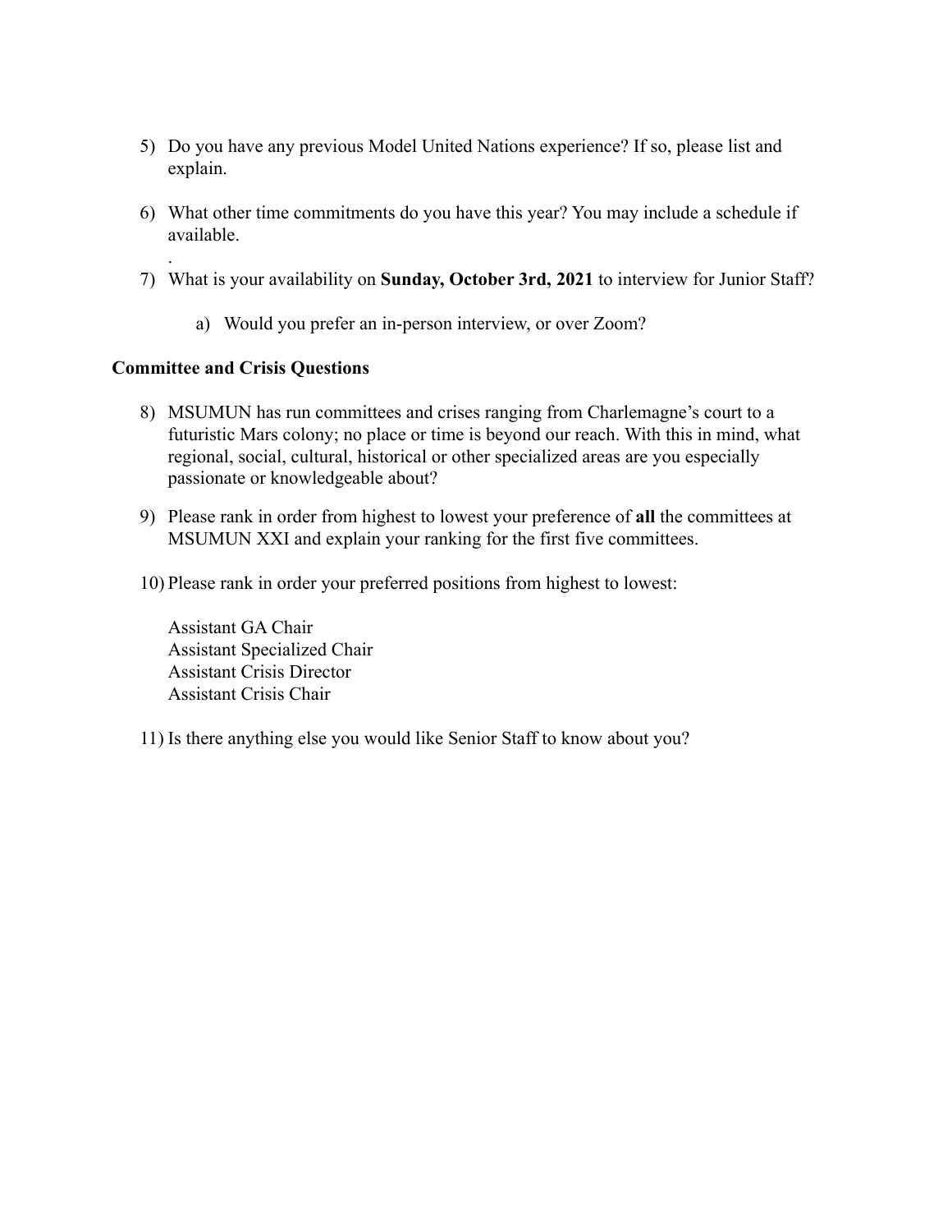5) Do you have any previous Model United Nations experience? If so, please list and explain.

6) What other time commitments do you have this year? You may include a schedule if available.
.
7) What is your availability on **Sunday, October 3rd, 2021** to interview for Junior Staff?

    a) Would you prefer an in-person interview, or over Zoom?

**Committee and Crisis Questions**

8) MSUMUN has run committees and crises ranging from Charlemagne's court to a futuristic Mars colony; no place or time is beyond our reach. With this in mind, what regional, social, cultural, historical or other specialized areas are you especially passionate or knowledgeable about?

9) Please rank in order from highest to lowest your preference of **all** the committees at MSUMUN XXI and explain your ranking for the first five committees.

10) Please rank in order your preferred positions from highest to lowest:

    Assistant GA Chair
    Assistant Specialized Chair
    Assistant Crisis Director
    Assistant Crisis Chair

11) Is there anything else you would like Senior Staff to know about you?